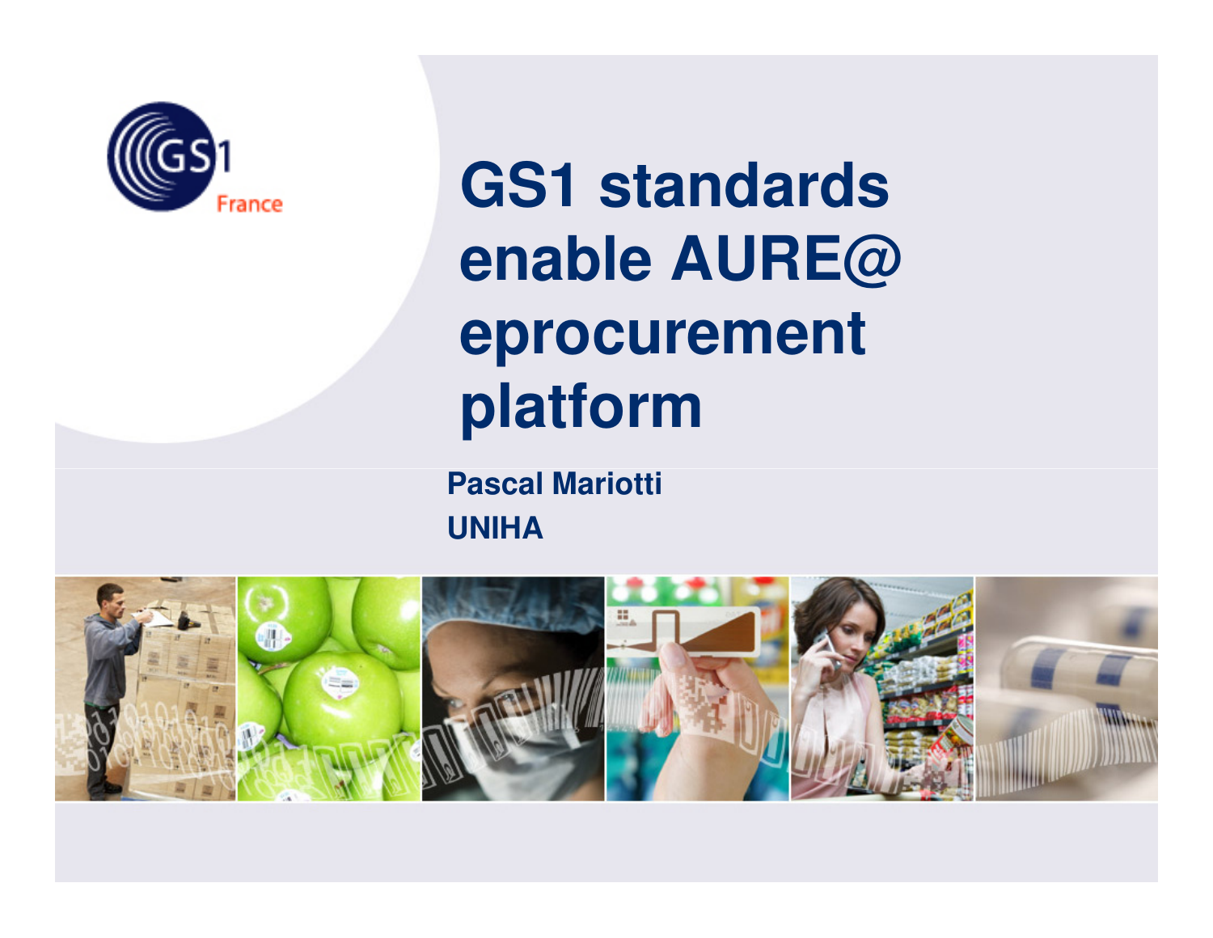# GS1 standards enable AURE@ eprocurement platform

**Pascal Mariotti**
**UNIHA**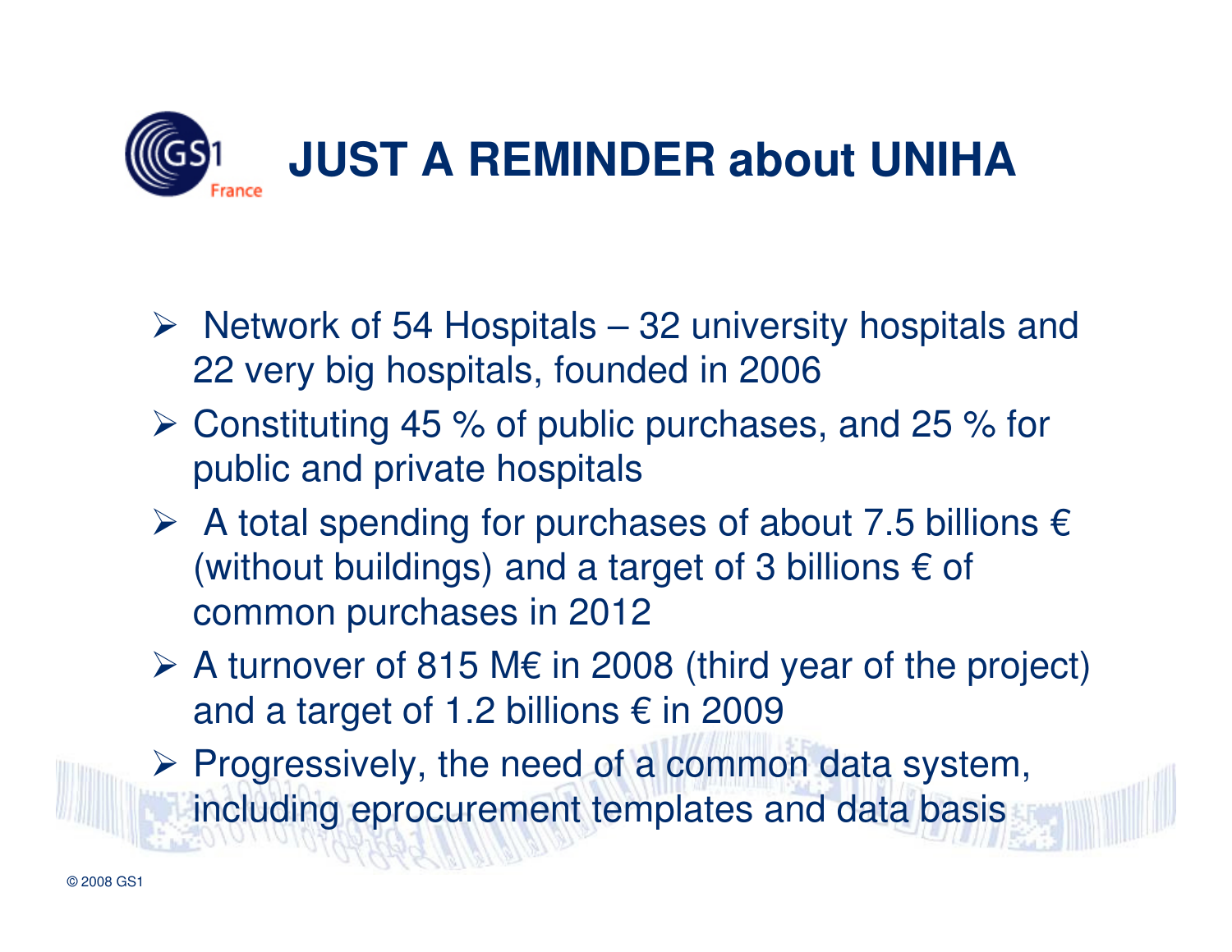# JUST A REMINDER about UNIHA

- Network of 54 Hospitals – 32 university hospitals and 22 very big hospitals, founded in 2006
- Constituting 45 % of public purchases, and 25 % for public and private hospitals
- A total spending for purchases of about 7.5 billions € (without buildings) and a target of 3 billions € of common purchases in 2012
- A turnover of 815 M€ in 2008 (third year of the project) and a target of 1.2 billions € in 2009
- Progressively, the need of a common data system, including eprocurement templates and data basis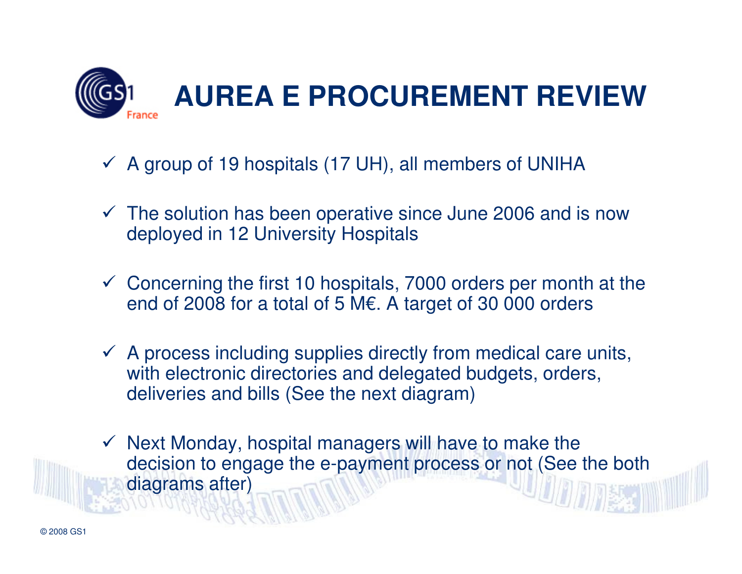# AUREA E PROCUREMENT REVIEW

- ✓ A group of 19 hospitals (17 UH), all members of UNIHA
- ✓ The solution has been operative since June 2006 and is now deployed in 12 University Hospitals
- ✓ Concerning the first 10 hospitals, 7000 orders per month at the end of 2008 for a total of 5 M€. A target of 30 000 orders
- ✓ A process including supplies directly from medical care units, with electronic directories and delegated budgets, orders, deliveries and bills (See the next diagram)
- ✓ Next Monday, hospital managers will have to make the decision to engage the e-payment process or not (See the both diagrams after)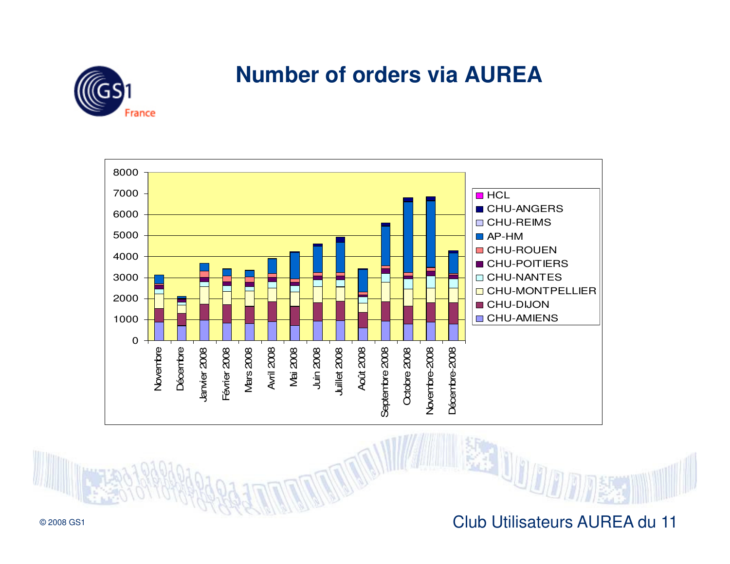# Number of orders via AUREA

Y-axis: 0, 1000, 2000, 3000, 4000, 5000, 6000, 7000, 8000

X-axis: Novembre, Décembre, Janvier 2008, Février 2008, Mars 2008, Avril 2008, Mai 2008, Juin 2008, Juillet 2008, Août 2008, Septembre 2008, Octobre 2008, Novembre-2008, Décembre-2008

Legend:
- HCL
- CHU-ANGERS
- CHU-REIMS
- AP-HM
- CHU-ROUEN
- CHU-POITIERS
- CHU-NANTES
- CHU-MONTPELLIER
- CHU-DIJON
- CHU-AMIENS

Club Utilisateurs AUREA du 11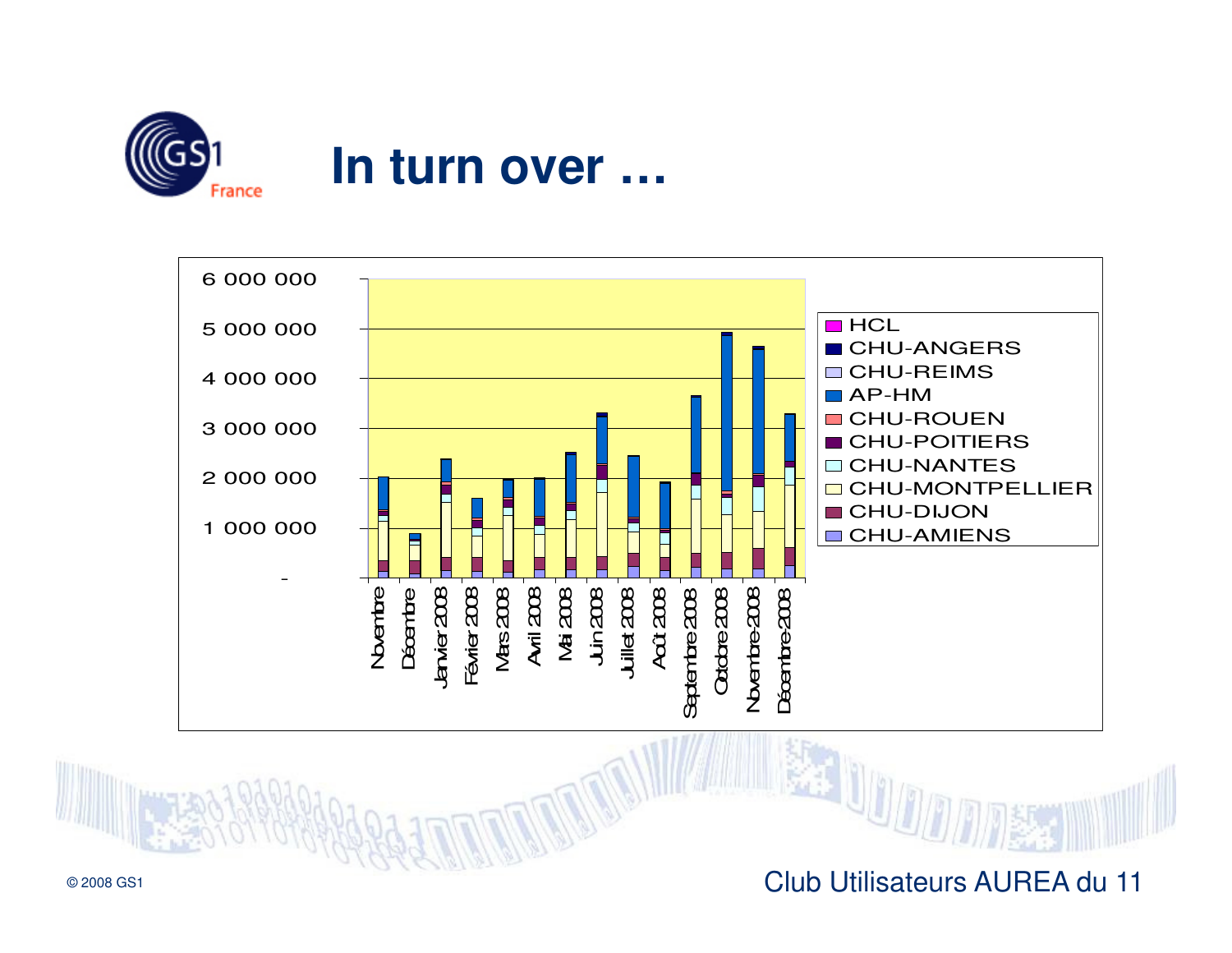# In turn over …

6 000 000
5 000 000
4 000 000
3 000 000
2 000 000
1 000 000
-

Novembre, Décembre, Janvier 2008, Février 2008, Mars 2008, Avril 2008, Mai 2008, Juin 2008, Juillet 2008, Août 2008, Septembre 2008, Octobre 2008, Novembre 2008, Décembre 2008

- HCL
- CHU-ANGERS
- CHU-REIMS
- AP-HM
- CHU-ROUEN
- CHU-POITIERS
- CHU-NANTES
- CHU-MONTPELLIER
- CHU-DIJON
- CHU-AMIENS

Club Utilisateurs AUREA du 11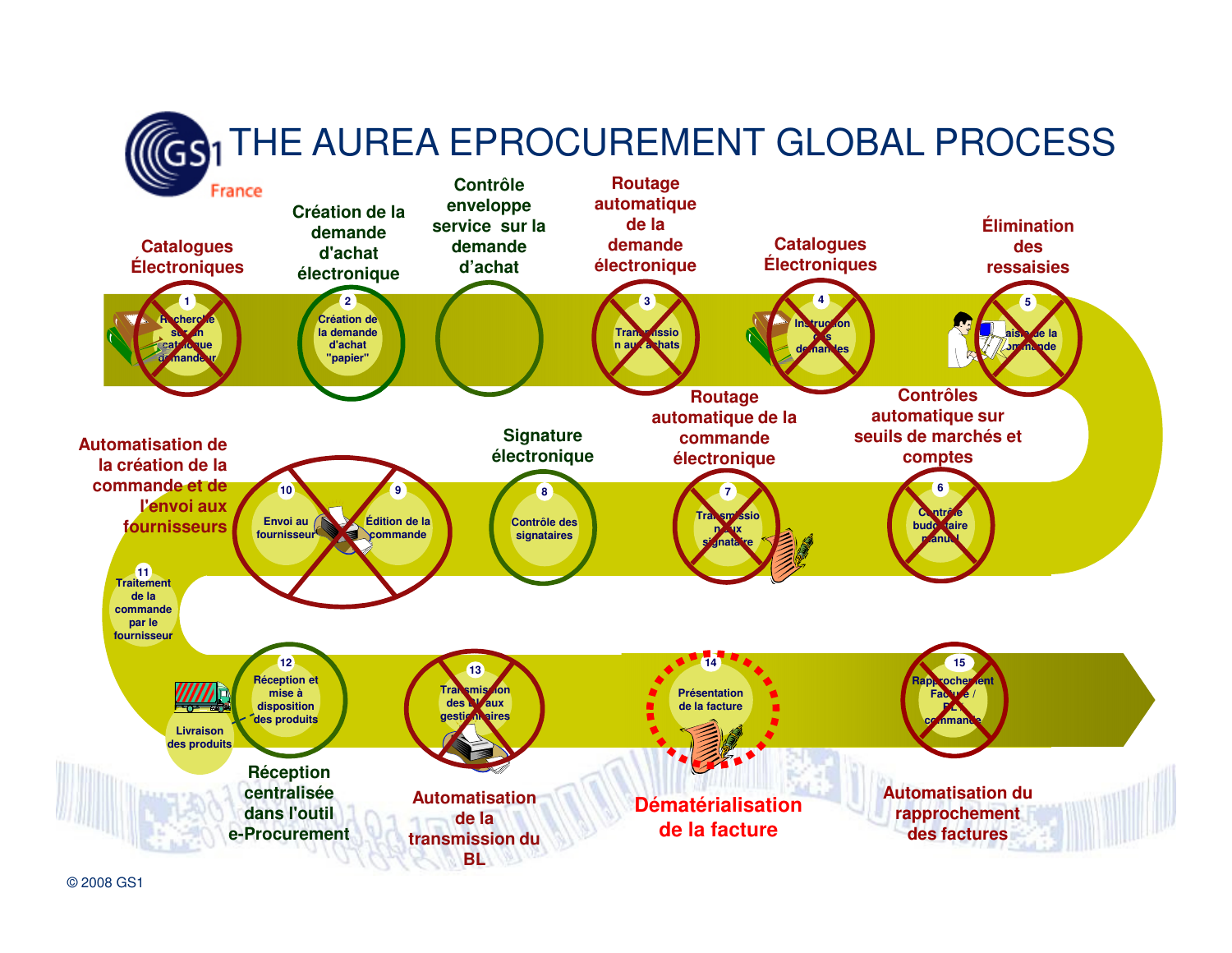# THE AUREA EPROCUREMENT GLOBAL PROCESS

GS1 France

**Catalogues Électroniques**
1 — Recherche sur un catalogue demandeur

**Création de la demande d'achat électronique**
2 — Création de la demande d'achat "papier"

**Contrôle enveloppe service sur la demande d'achat**

**Routage automatique de la demande électronique**
3 — Transmission aux achats

**Catalogues Électroniques**
4 — Instruction des demandes

**Élimination des ressaisies**
5 — Saisie de la commande

**Contrôles automatique sur seuils de marchés et comptes**
6 — Contrôle budgétaire manuel

**Routage automatique de la commande électronique**
7 — Transmission aux signataire

**Signature électronique**
8 — Contrôle des signataires

**Automatisation de la création de la commande et de l'envoi aux fournisseurs**
9 — Édition de la commande
10 — Envoi au fournisseur

11 — Traitement de la commande par le fournisseur

Livraison des produits

**Réception centralisée dans l'outil e-Procurement**
12 — Réception et mise à disposition des produits

**Automatisation de la transmission du BL**
13 — Transmission des BL aux gestionnaires

**Dématérialisation de la facture**
14 — Présentation de la facture

**Automatisation du rapprochement des factures**
15 — Rapprochement Facture / BL / commande

© 2008 GS1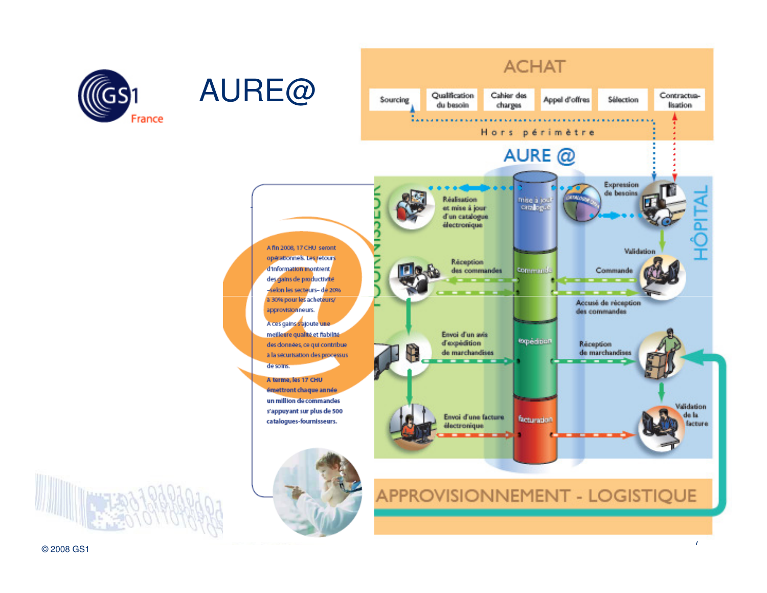# AURE@

A fin 2008, 17 CHU seront opérationnels. Les retours d'information montrent des gains de productivité –selon les secteurs– de 20% à 30% pour les acheteurs/approvisionneurs.

A ces gains s'ajoute une meilleure qualité et fiabilité des données, ce qui contribue à la sécurisation des processus de soins.

**A terme, les 17 CHU émettront chaque année un million de commandes s'appuyant sur plus de 500 catalogues-fournisseurs.**

## ACHAT

Sourcing – Qualification du besoin – Cahier des charges – Appel d'offres – Sélection – Contractualisation

Hors périmètre

## AURE @

**FOURNISSEUR**

- Réalisation et mise à jour d'un catalogue électronique
- Réception des commandes
- Envoi d'un avis d'expédition de marchandises
- Envoi d'une facture électronique

**AURE @**

- mise à jour catalogue
- commande
- expédition
- facturation

**HÔPITAL**

- Expression de besoins
- Validation
- Commande
- Accusé de réception des commandes
- Réception de marchandises
- Validation de la facture

## APPROVISIONNEMENT - LOGISTIQUE

© 2008 GS1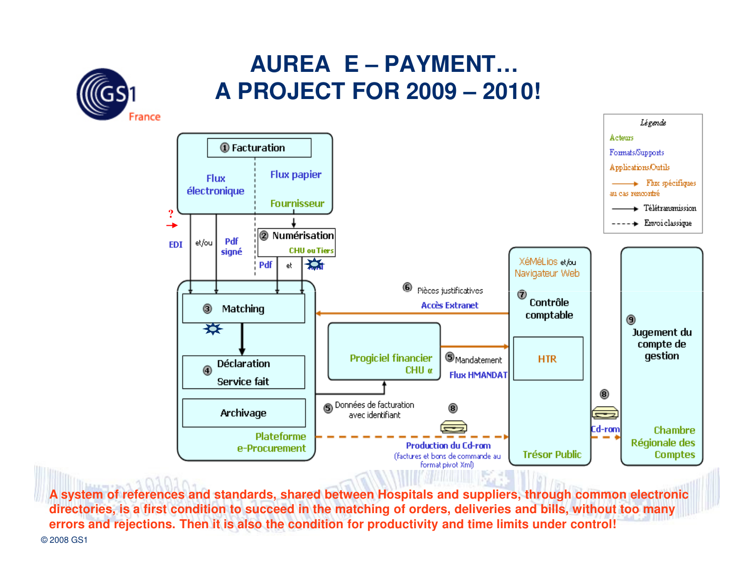# AUREA E – PAYMENT…
# A PROJECT FOR 2009 – 2010!

Légende:
- Acteurs
- Formats/Supports
- Applications/Outils
- Flux spécifiques au cas rencontré
- Télétransmission
- Envoi classique

① Facturation

Flux électronique | Flux papier

Fournisseur

EDI | et/ou | Pdf signé | Pdf | et | XML

② Numérisation
CHU ou Tiers

③ Matching

④ Déclaration Service fait

Archivage

Plateforme e-Procurement

⑥ Pièces justificatives
Accès Extranet

Progiciel financier CHU α

⑤ Mandatement
Flux HMANDAT

⑤ Données de facturation avec identifiant

⑧ Production du Cd-rom
(factures et bons de commande au format pivot Xml)

XéMéLios et/ou Navigateur Web

⑦ Contrôle comptable

HTR

Trésor Public

⑧ Cd-rom

⑨ Jugement du compte de gestion

Chambre Régionale des Comptes

**A system of references and standards, shared between Hospitals and suppliers, through common electronic directories, is a first condition to succeed in the matching of orders, deliveries and bills, without too many errors and rejections. Then it is also the condition for productivity and time limits under control!**

© 2008 GS1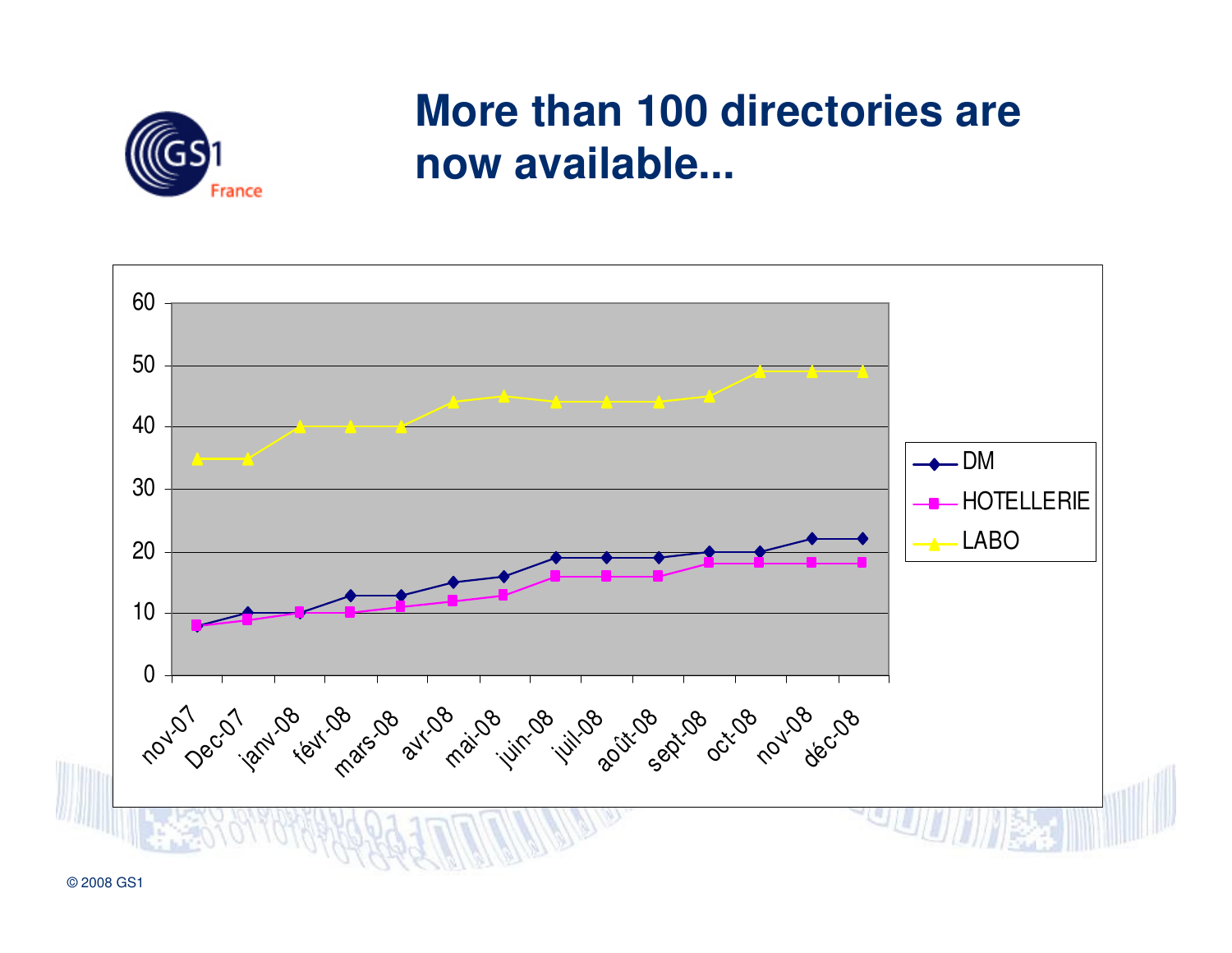# More than 100 directories are now available...

| Month | DM | HOTELLERIE | LABO |
|---|---|---|---|
| nov-07 | 8 | 8 | 35 |
| Dec-07 | 10 | 9 | 35 |
| janv-08 | 10 | 10 | 40 |
| févr-08 | 13 | 10 | 40 |
| mars-08 | 13 | 11 | 40 |
| avr-08 | 15 | 12 | 44 |
| mai-08 | 16 | 13 | 45 |
| juin-08 | 19 | 16 | 44 |
| juil-08 | 19 | 16 | 44 |
| août-08 | 19 | 16 | 44 |
| sept-08 | 20 | 18 | 45 |
| oct-08 | 20 | 18 | 49 |
| nov-08 | 22 | 18 | 49 |
| déc-08 | 22 | 18 | 49 |

© 2008 GS1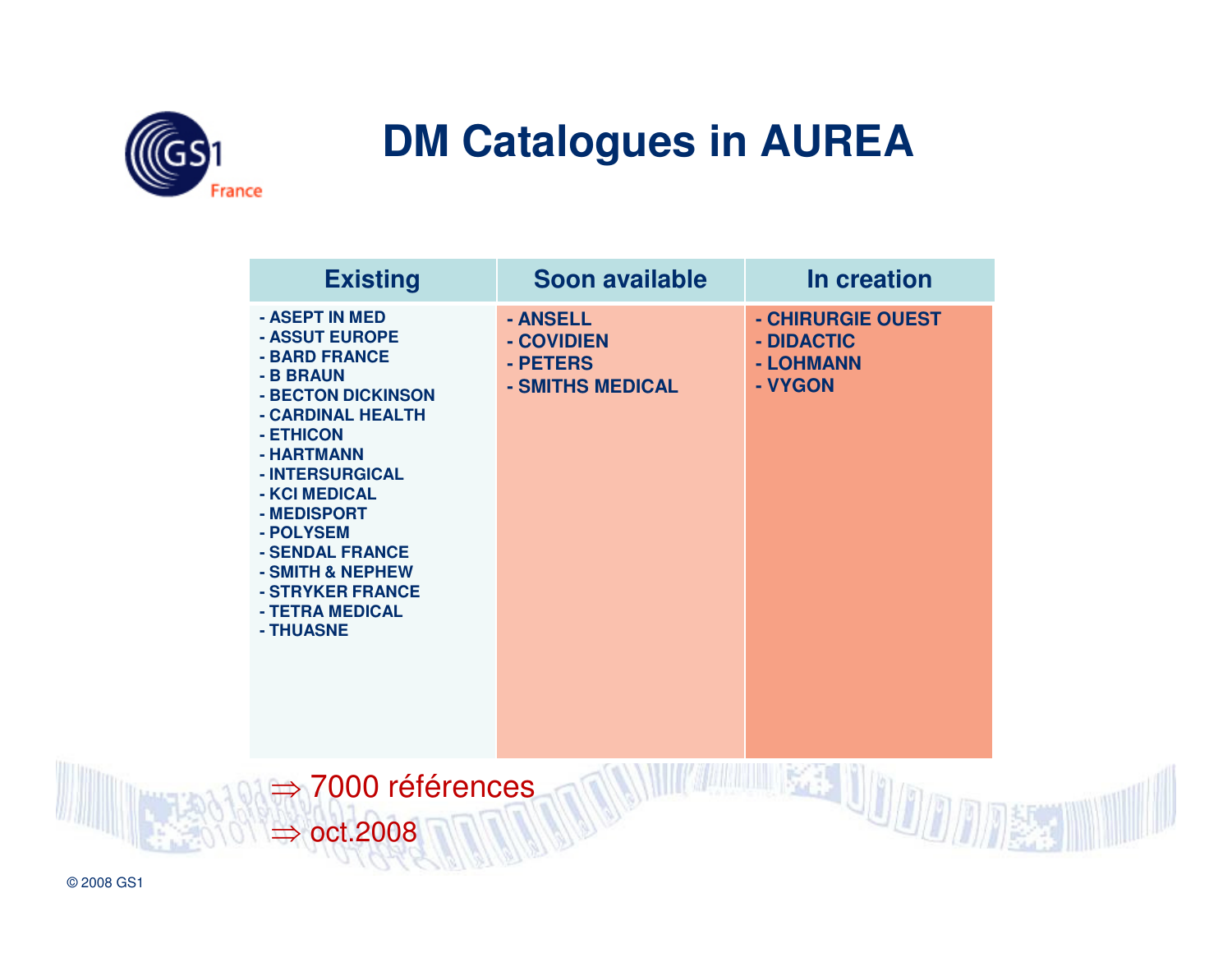# DM Catalogues in AUREA

| Existing | Soon available | In creation |
|---|---|---|
| - ASEPT IN MED<br>- ASSUT EUROPE<br>- BARD FRANCE<br>- B BRAUN<br>- BECTON DICKINSON<br>- CARDINAL HEALTH<br>- ETHICON<br>- HARTMANN<br>- INTERSURGICAL<br>- KCI MEDICAL<br>- MEDISPORT<br>- POLYSEM<br>- SENDAL FRANCE<br>- SMITH & NEPHEW<br>- STRYKER FRANCE<br>- TETRA MEDICAL<br>- THUASNE | - ANSELL<br>- COVIDIEN<br>- PETERS<br>- SMITHS MEDICAL | - CHIRURGIE OUEST<br>- DIDACTIC<br>- LOHMANN<br>- VYGON |

$\Rightarrow$ 7000 références

$\Rightarrow$ oct.2008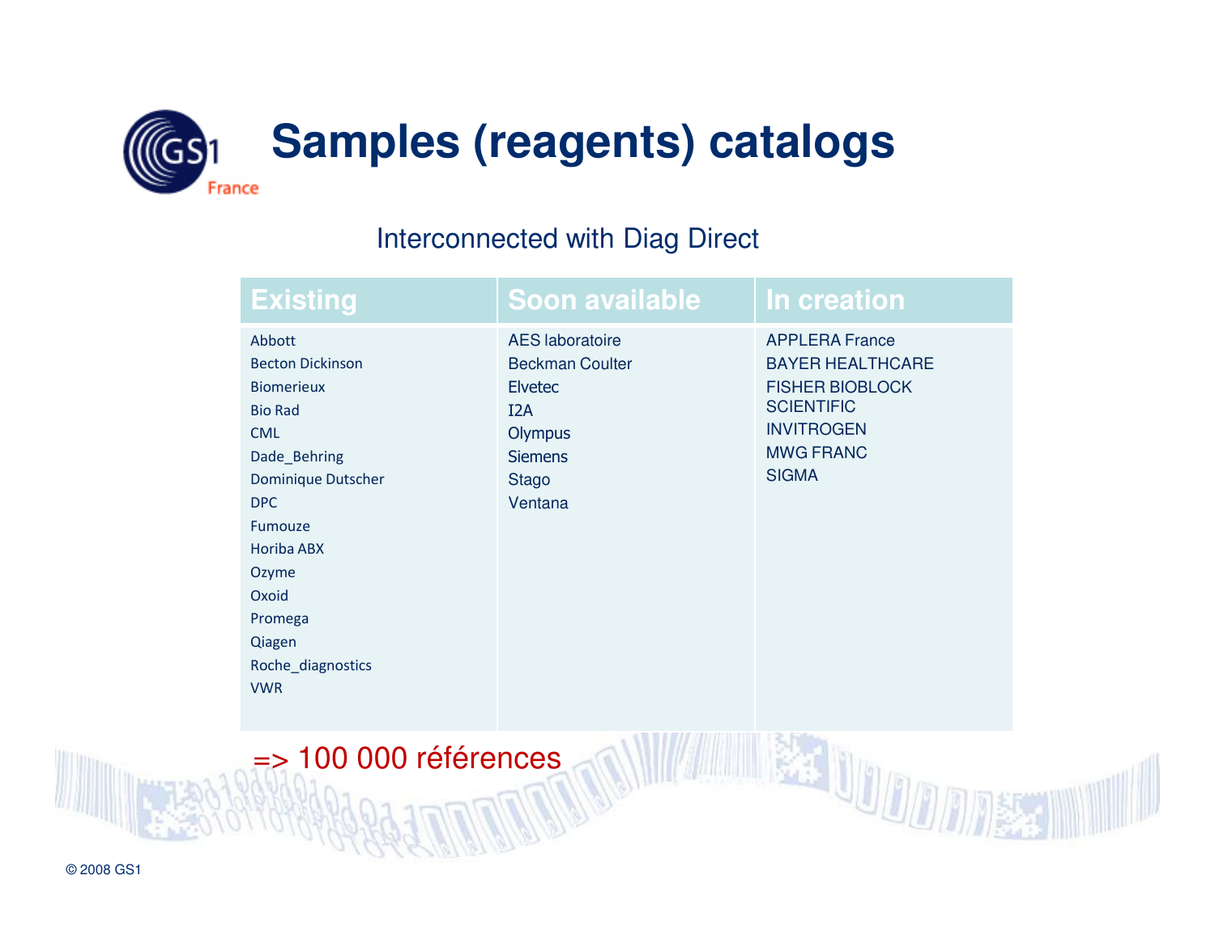# Samples (reagents) catalogs

Interconnected with Diag Direct

| Existing | Soon available | In creation |
|---|---|---|
| Abbott | AES laboratoire | APPLERA France |
| Becton Dickinson | Beckman Coulter | BAYER HEALTHCARE |
| Biomerieux | Elvetec | FISHER BIOBLOCK SCIENTIFIC |
| Bio Rad | I2A | INVITROGEN |
| CML | Olympus | MWG FRANC |
| Dade_Behring | Siemens | SIGMA |
| Dominique Dutscher | Stago | |
| DPC | Ventana | |
| Fumouze | | |
| Horiba ABX | | |
| Ozyme | | |
| Oxoid | | |
| Promega | | |
| Qiagen | | |
| Roche_diagnostics | | |
| VWR | | |

=> 100 000 références

© 2008 GS1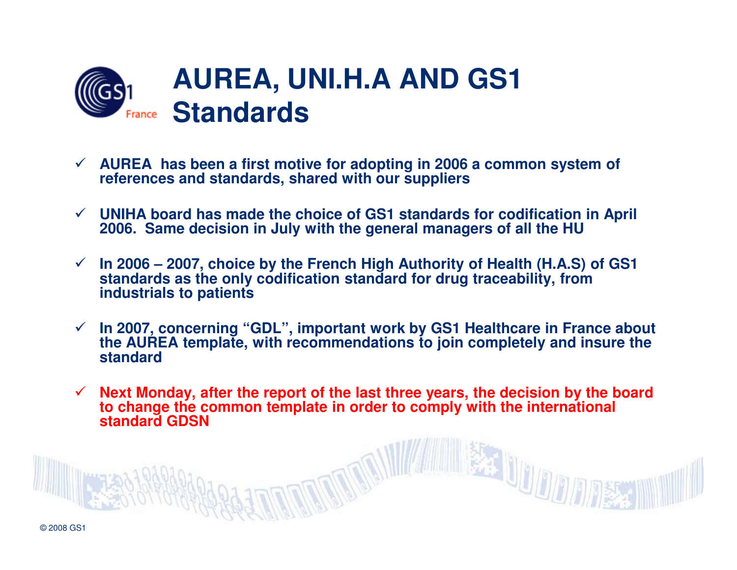# AUREA, UNI.H.A AND GS1 Standards

- ✓ **AUREA has been a first motive for adopting in 2006 a common system of references and standards, shared with our suppliers**
- ✓ **UNIHA board has made the choice of GS1 standards for codification in April 2006. Same decision in July with the general managers of all the HU**
- ✓ **In 2006 – 2007, choice by the French High Authority of Health (H.A.S) of GS1 standards as the only codification standard for drug traceability, from industrials to patients**
- ✓ **In 2007, concerning "GDL", important work by GS1 Healthcare in France about the AUREA template, with recommendations to join completely and insure the standard**
- ✓ **Next Monday, after the report of the last three years, the decision by the board to change the common template in order to comply with the international standard GDSN**

© 2008 GS1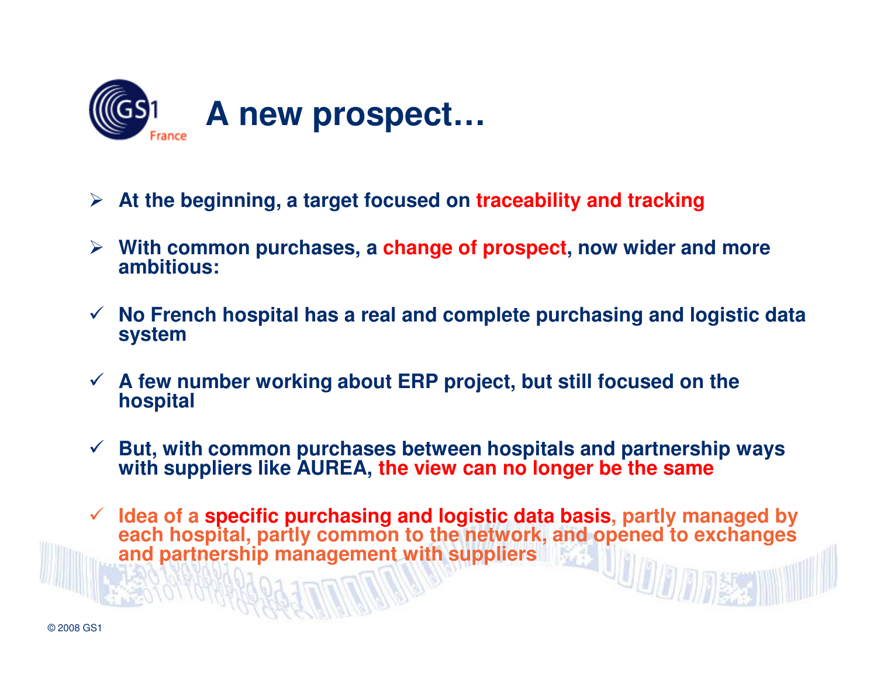# A new prospect…

- **At the beginning, a target focused on traceability and tracking**
- **With common purchases, a change of prospect, now wider and more ambitious:**

- ✓ **No French hospital has a real and complete purchasing and logistic data system**
- ✓ **A few number working about ERP project, but still focused on the hospital**
- ✓ **But, with common purchases between hospitals and partnership ways with suppliers like AUREA, the view can no longer be the same**
- ✓ **Idea of a specific purchasing and logistic data basis, partly managed by each hospital, partly common to the network, and opened to exchanges and partnership management with suppliers**

© 2008 GS1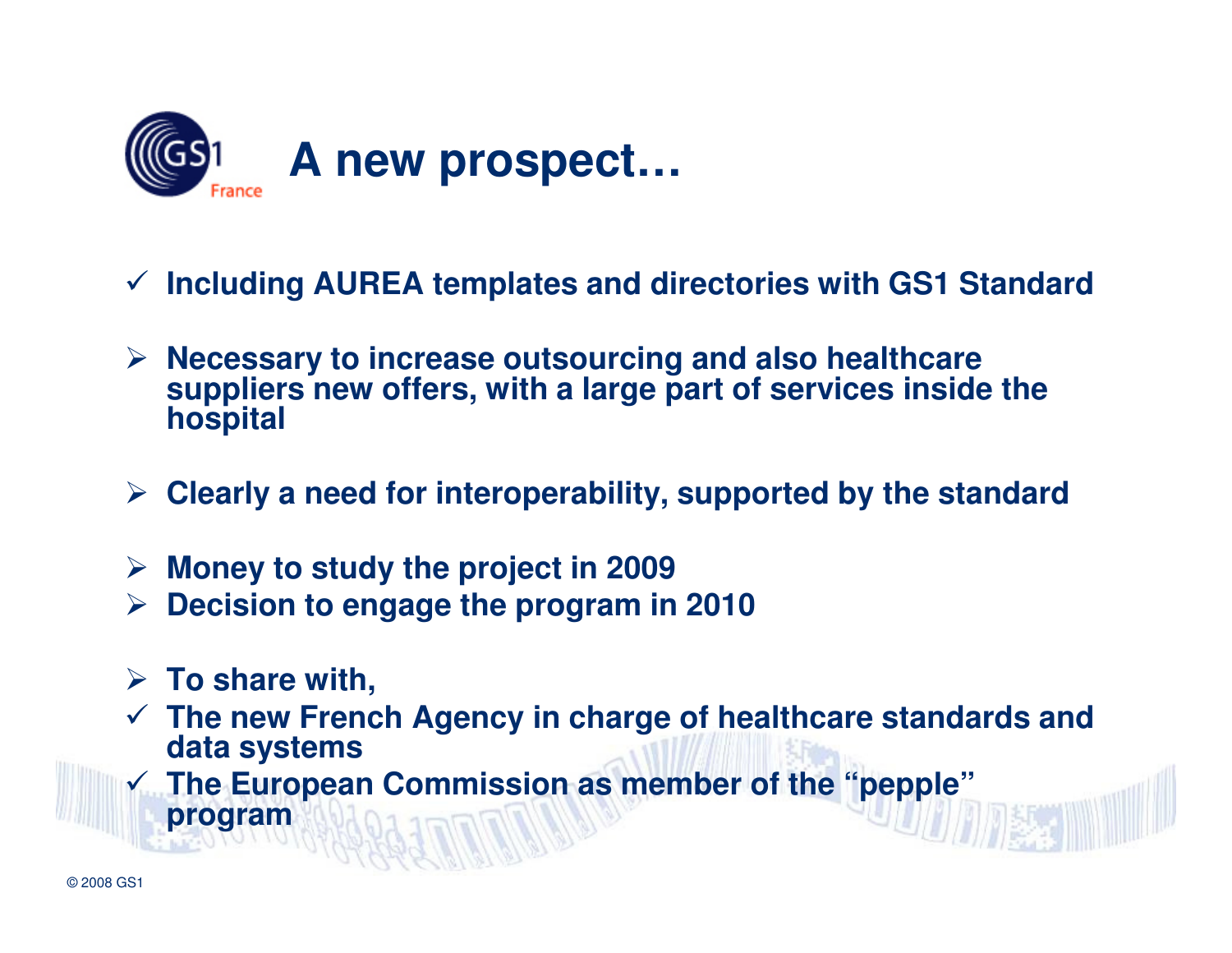# A new prospect…

- ✓ Including AUREA templates and directories with GS1 Standard

- ➢ Necessary to increase outsourcing and also healthcare suppliers new offers, with a large part of services inside the hospital

- ➢ Clearly a need for interoperability, supported by the standard

- ➢ Money to study the project in 2009
- ➢ Decision to engage the program in 2010

- ➢ To share with,
- ✓ The new French Agency in charge of healthcare standards and data systems
- ✓ The European Commission as member of the "pepple" program